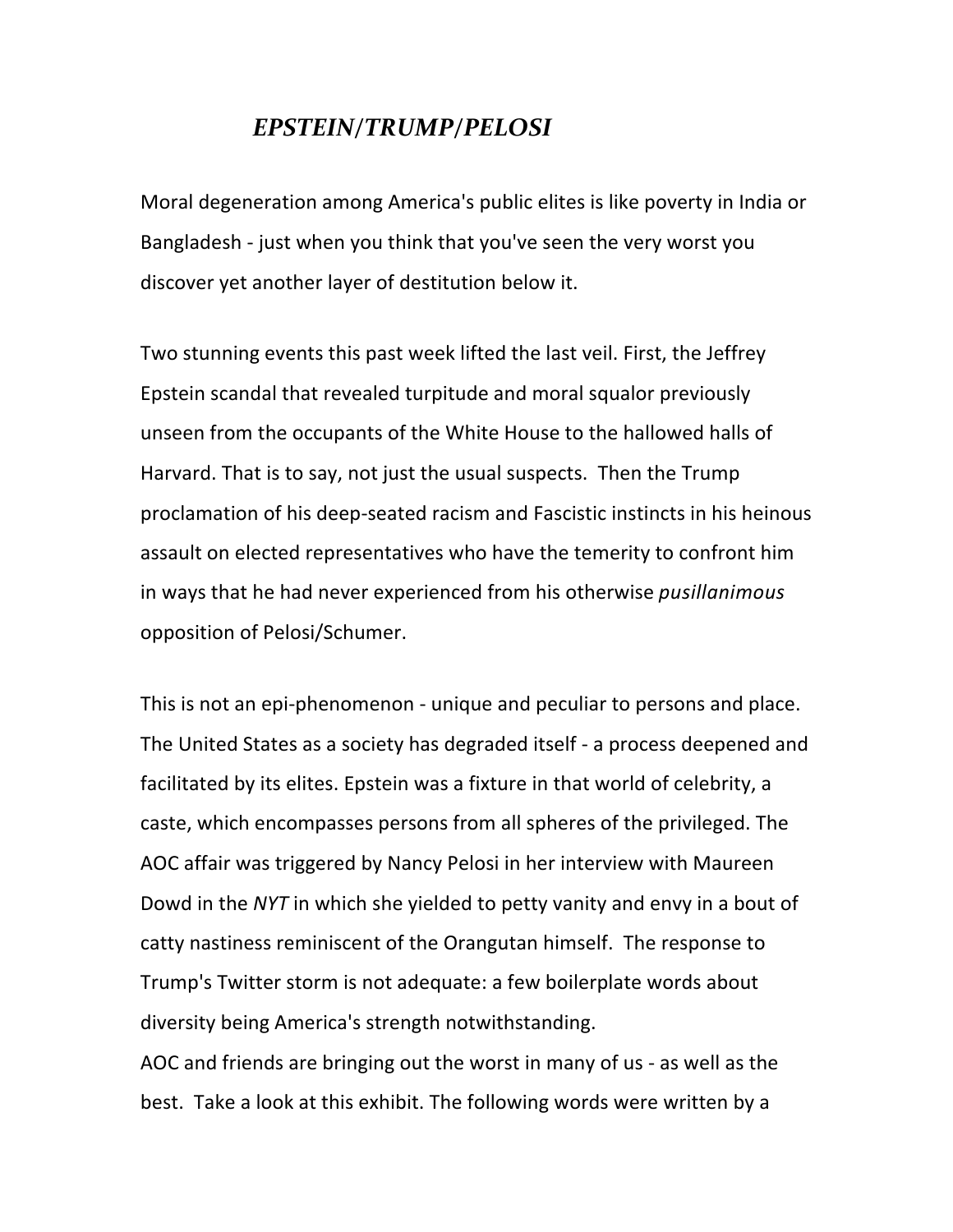# *EPSTEIN/TRUMP/PELOSI*

Moral degeneration among America's public elites is like poverty in India or Bangladesh - just when you think that you've seen the very worst you discover yet another layer of destitution below it.

Two stunning events this past week lifted the last veil. First, the Jeffrey Epstein scandal that revealed turpitude and moral squalor previously unseen from the occupants of the White House to the hallowed halls of Harvard. That is to say, not just the usual suspects. Then the Trump proclamation of his deep-seated racism and Fascistic instincts in his heinous assault on elected representatives who have the temerity to confront him in ways that he had never experienced from his otherwise *pusillanimous* opposition of Pelosi/Schumer.

This is not an epi-phenomenon - unique and peculiar to persons and place. The United States as a society has degraded itself - a process deepened and facilitated by its elites. Epstein was a fixture in that world of celebrity, a caste, which encompasses persons from all spheres of the privileged. The AOC affair was triggered by Nancy Pelosi in her interview with Maureen Dowd in the *NYT* in which she yielded to petty vanity and envy in a bout of catty nastiness reminiscent of the Orangutan himself. The response to Trump's Twitter storm is not adequate: a few boilerplate words about diversity being America's strength notwithstanding.

AOC and friends are bringing out the worst in many of us - as well as the best. Take a look at this exhibit. The following words were written by a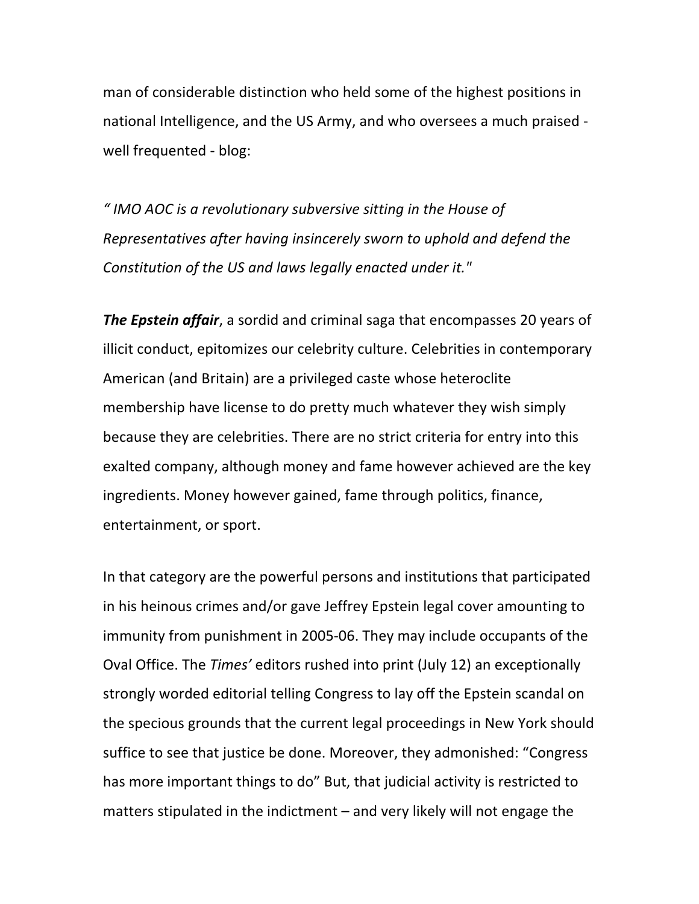man of considerable distinction who held some of the highest positions in national Intelligence, and the US Army, and who oversees a much praised - well frequented - blog:

*" IMO AOC is a revolutionary subversive sitting in the House of Representatives after having insincerely sworn to uphold and defend the Constitution of the US and laws legally enacted under it."*

***The Epstein affair***, a sordid and criminal saga that encompasses 20 years of illicit conduct, epitomizes our celebrity culture. Celebrities in contemporary American (and Britain) are a privileged caste whose heteroclite membership have license to do pretty much whatever they wish simply because they are celebrities. There are no strict criteria for entry into this exalted company, although money and fame however achieved are the key ingredients. Money however gained, fame through politics, finance, entertainment, or sport.

In that category are the powerful persons and institutions that participated in his heinous crimes and/or gave Jeffrey Epstein legal cover amounting to immunity from punishment in 2005-06. They may include occupants of the Oval Office. The *Times'* editors rushed into print (July 12) an exceptionally strongly worded editorial telling Congress to lay off the Epstein scandal on the specious grounds that the current legal proceedings in New York should suffice to see that justice be done. Moreover, they admonished: "Congress has more important things to do" But, that judicial activity is restricted to matters stipulated in the indictment – and very likely will not engage the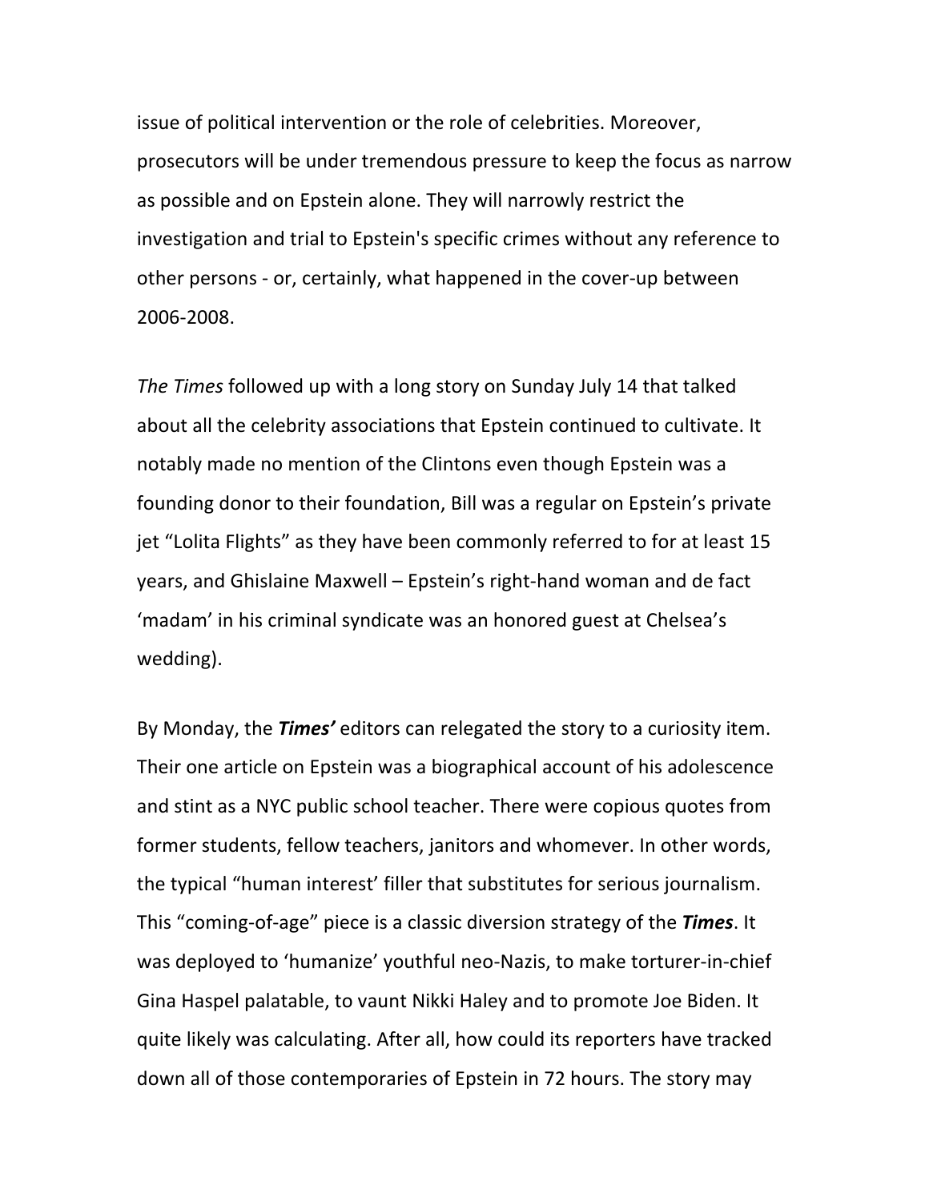issue of political intervention or the role of celebrities. Moreover, prosecutors will be under tremendous pressure to keep the focus as narrow as possible and on Epstein alone. They will narrowly restrict the investigation and trial to Epstein's specific crimes without any reference to other persons - or, certainly, what happened in the cover-up between 2006-2008.

*The Times* followed up with a long story on Sunday July 14 that talked about all the celebrity associations that Epstein continued to cultivate. It notably made no mention of the Clintons even though Epstein was a founding donor to their foundation, Bill was a regular on Epstein's private jet "Lolita Flights" as they have been commonly referred to for at least 15 years, and Ghislaine Maxwell – Epstein's right-hand woman and de fact 'madam' in his criminal syndicate was an honored guest at Chelsea's wedding).

By Monday, the ***Times'*** editors can relegated the story to a curiosity item. Their one article on Epstein was a biographical account of his adolescence and stint as a NYC public school teacher. There were copious quotes from former students, fellow teachers, janitors and whomever. In other words, the typical "human interest' filler that substitutes for serious journalism. This "coming-of-age" piece is a classic diversion strategy of the ***Times***. It was deployed to 'humanize' youthful neo-Nazis, to make torturer-in-chief Gina Haspel palatable, to vaunt Nikki Haley and to promote Joe Biden. It quite likely was calculating. After all, how could its reporters have tracked down all of those contemporaries of Epstein in 72 hours. The story may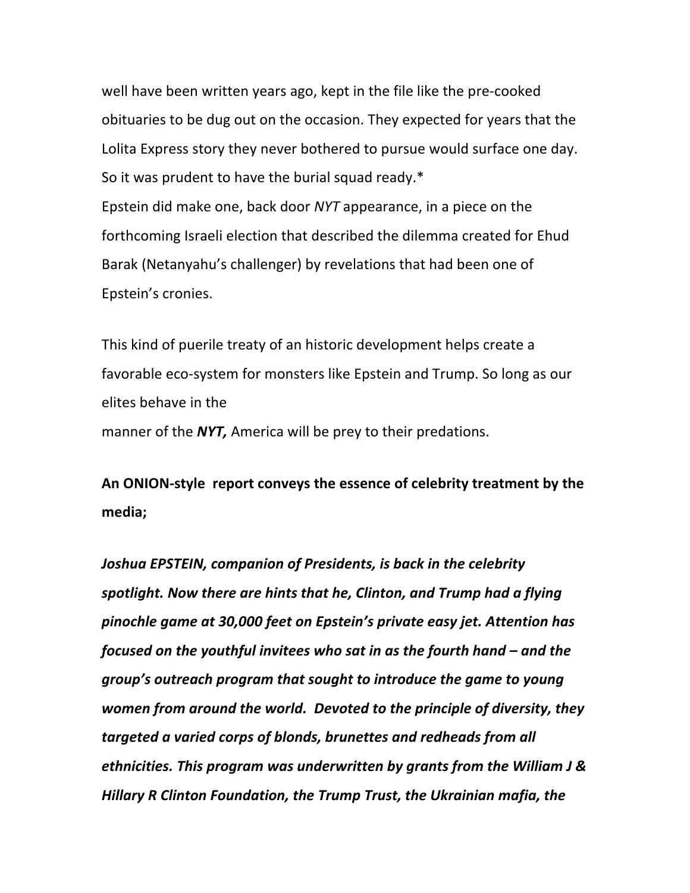well have been written years ago, kept in the file like the pre-cooked obituaries to be dug out on the occasion. They expected for years that the Lolita Express story they never bothered to pursue would surface one day. So it was prudent to have the burial squad ready.*

Epstein did make one, back door *NYT* appearance, in a piece on the forthcoming Israeli election that described the dilemma created for Ehud Barak (Netanyahu's challenger) by revelations that had been one of Epstein's cronies.

This kind of puerile treaty of an historic development helps create a favorable eco-system for monsters like Epstein and Trump. So long as our elites behave in the manner of the ***NYT,*** America will be prey to their predations.

**An ONION-style report conveys the essence of celebrity treatment by the media;**

***Joshua EPSTEIN, companion of Presidents, is back in the celebrity spotlight. Now there are hints that he, Clinton, and Trump had a flying pinochle game at 30,000 feet on Epstein's private easy jet. Attention has focused on the youthful invitees who sat in as the fourth hand – and the group's outreach program that sought to introduce the game to young women from around the world. Devoted to the principle of diversity, they targeted a varied corps of blonds, brunettes and redheads from all ethnicities. This program was underwritten by grants from the William J & Hillary R Clinton Foundation, the Trump Trust, the Ukrainian mafia, the***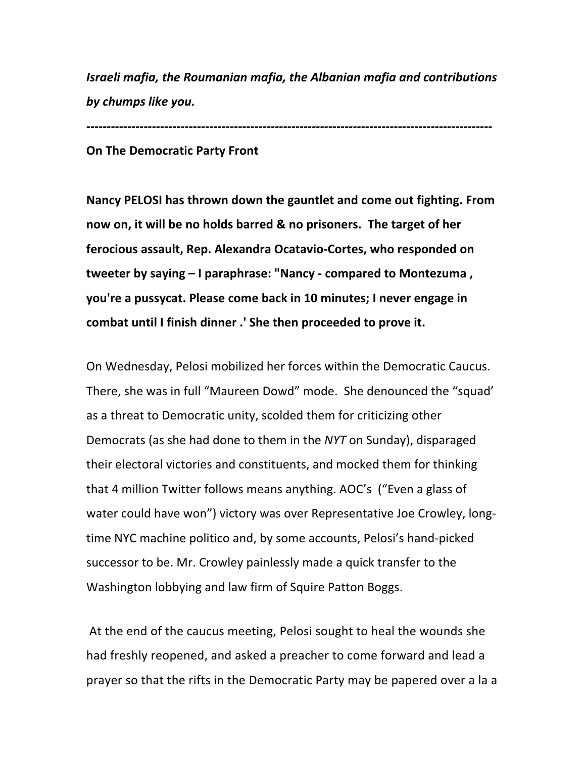***Israeli mafia, the Roumanian mafia, the Albanian mafia and contributions by chumps like you.***

***------------------------------------------------------------------------------------------------***

**On The Democratic Party Front**

**Nancy PELOSI has thrown down the gauntlet and come out fighting. From now on, it will be no holds barred & no prisoners. The target of her ferocious assault, Rep. Alexandra Ocatavio-Cortes, who responded on tweeter by saying – I paraphrase: "Nancy - compared to Montezuma , you're a pussycat. Please come back in 10 minutes; I never engage in combat until I finish dinner .' She then proceeded to prove it.**

On Wednesday, Pelosi mobilized her forces within the Democratic Caucus. There, she was in full "Maureen Dowd" mode. She denounced the "squad' as a threat to Democratic unity, scolded them for criticizing other Democrats (as she had done to them in the *NYT* on Sunday), disparaged their electoral victories and constituents, and mocked them for thinking that 4 million Twitter follows means anything. AOC's ("Even a glass of water could have won") victory was over Representative Joe Crowley, long-time NYC machine politico and, by some accounts, Pelosi's hand-picked successor to be. Mr. Crowley painlessly made a quick transfer to the Washington lobbying and law firm of Squire Patton Boggs.

At the end of the caucus meeting, Pelosi sought to heal the wounds she had freshly reopened, and asked a preacher to come forward and lead a prayer so that the rifts in the Democratic Party may be papered over a la a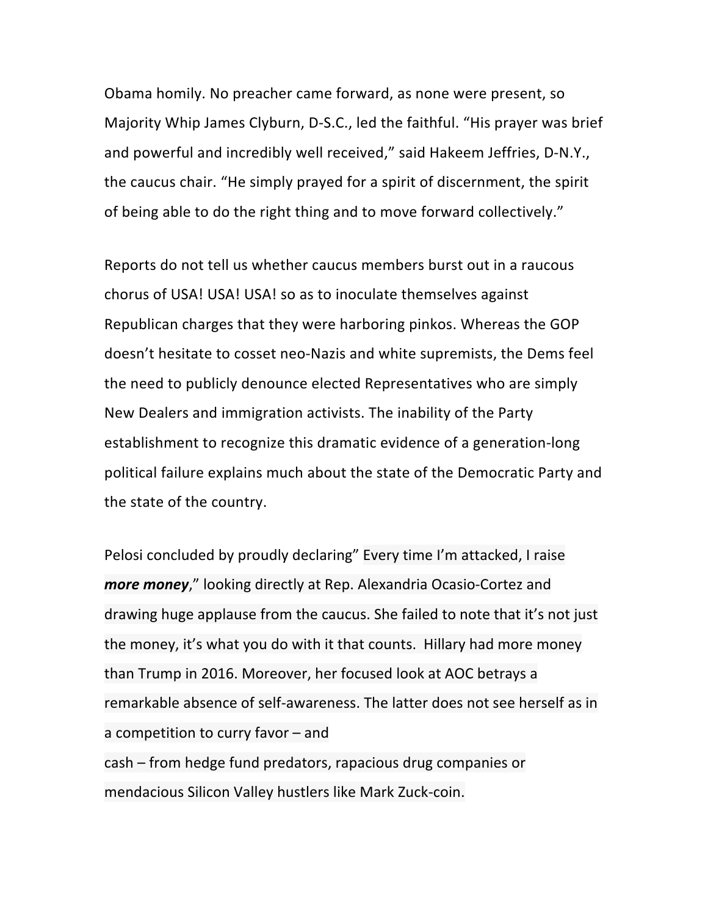Obama homily. No preacher came forward, as none were present, so Majority Whip James Clyburn, D-S.C., led the faithful. "His prayer was brief and powerful and incredibly well received," said Hakeem Jeffries, D-N.Y., the caucus chair. "He simply prayed for a spirit of discernment, the spirit of being able to do the right thing and to move forward collectively."

Reports do not tell us whether caucus members burst out in a raucous chorus of USA! USA! USA! so as to inoculate themselves against Republican charges that they were harboring pinkos. Whereas the GOP doesn't hesitate to cosset neo-Nazis and white supremists, the Dems feel the need to publicly denounce elected Representatives who are simply New Dealers and immigration activists. The inability of the Party establishment to recognize this dramatic evidence of a generation-long political failure explains much about the state of the Democratic Party and the state of the country.

Pelosi concluded by proudly declaring" Every time I'm attacked, I raise ***more money***," looking directly at Rep. Alexandria Ocasio-Cortez and drawing huge applause from the caucus. She failed to note that it's not just the money, it's what you do with it that counts. Hillary had more money than Trump in 2016. Moreover, her focused look at AOC betrays a remarkable absence of self-awareness. The latter does not see herself as in a competition to curry favor – and cash – from hedge fund predators, rapacious drug companies or mendacious Silicon Valley hustlers like Mark Zuck-coin.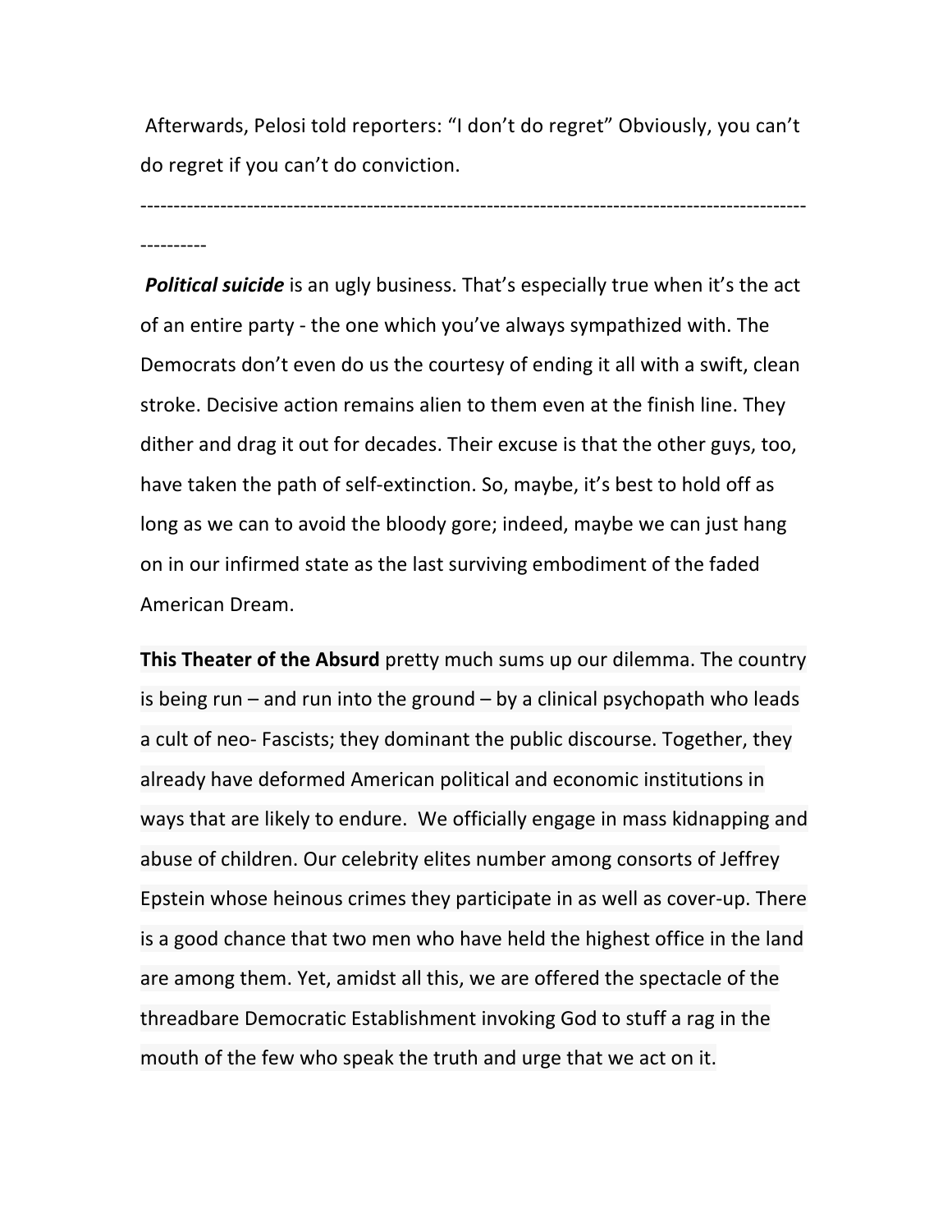Afterwards, Pelosi told reporters: “I don’t do regret” Obviously, you can’t do regret if you can’t do conviction.

---

***Political suicide*** is an ugly business. That’s especially true when it’s the act of an entire party - the one which you’ve always sympathized with. The Democrats don’t even do us the courtesy of ending it all with a swift, clean stroke. Decisive action remains alien to them even at the finish line. They dither and drag it out for decades. Their excuse is that the other guys, too, have taken the path of self-extinction. So, maybe, it’s best to hold off as long as we can to avoid the bloody gore; indeed, maybe we can just hang on in our infirmed state as the last surviving embodiment of the faded American Dream.

**This Theater of the Absurd** pretty much sums up our dilemma. The country is being run – and run into the ground – by a clinical psychopath who leads a cult of neo- Fascists; they dominant the public discourse. Together, they already have deformed American political and economic institutions in ways that are likely to endure. We officially engage in mass kidnapping and abuse of children. Our celebrity elites number among consorts of Jeffrey Epstein whose heinous crimes they participate in as well as cover-up. There is a good chance that two men who have held the highest office in the land are among them. Yet, amidst all this, we are offered the spectacle of the threadbare Democratic Establishment invoking God to stuff a rag in the mouth of the few who speak the truth and urge that we act on it.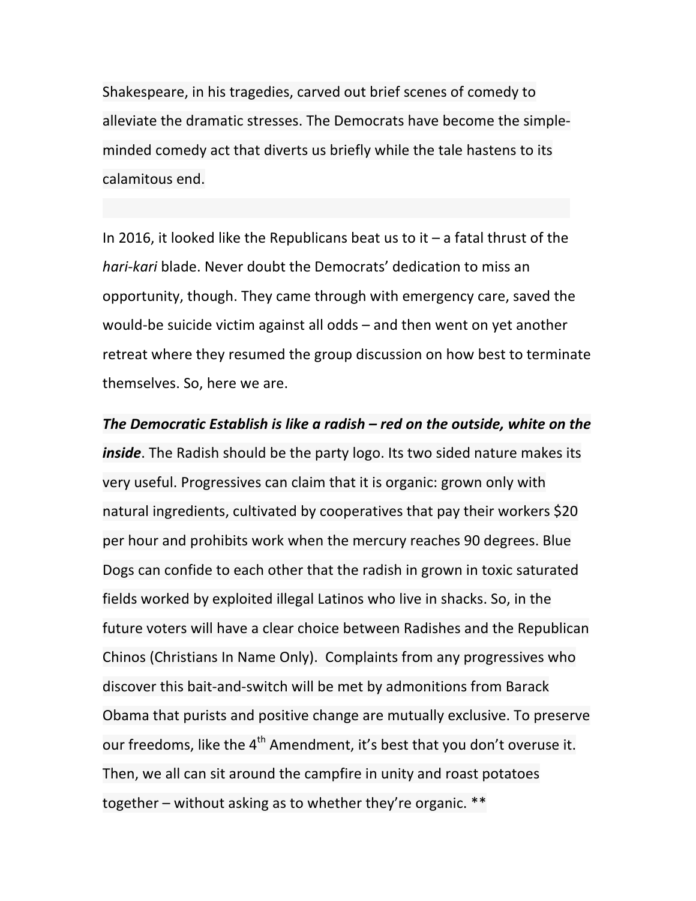Shakespeare, in his tragedies, carved out brief scenes of comedy to alleviate the dramatic stresses. The Democrats have become the simple-minded comedy act that diverts us briefly while the tale hastens to its calamitous end.

In 2016, it looked like the Republicans beat us to it – a fatal thrust of the *hari-kari* blade. Never doubt the Democrats' dedication to miss an opportunity, though. They came through with emergency care, saved the would-be suicide victim against all odds – and then went on yet another retreat where they resumed the group discussion on how best to terminate themselves. So, here we are.

***The Democratic Establish is like a radish – red on the outside, white on the inside***. The Radish should be the party logo. Its two sided nature makes its very useful. Progressives can claim that it is organic: grown only with natural ingredients, cultivated by cooperatives that pay their workers $20 per hour and prohibits work when the mercury reaches 90 degrees. Blue Dogs can confide to each other that the radish in grown in toxic saturated fields worked by exploited illegal Latinos who live in shacks. So, in the future voters will have a clear choice between Radishes and the Republican Chinos (Christians In Name Only). Complaints from any progressives who discover this bait-and-switch will be met by admonitions from Barack Obama that purists and positive change are mutually exclusive. To preserve our freedoms, like the 4th Amendment, it's best that you don't overuse it. Then, we all can sit around the campfire in unity and roast potatoes together – without asking as to whether they're organic. **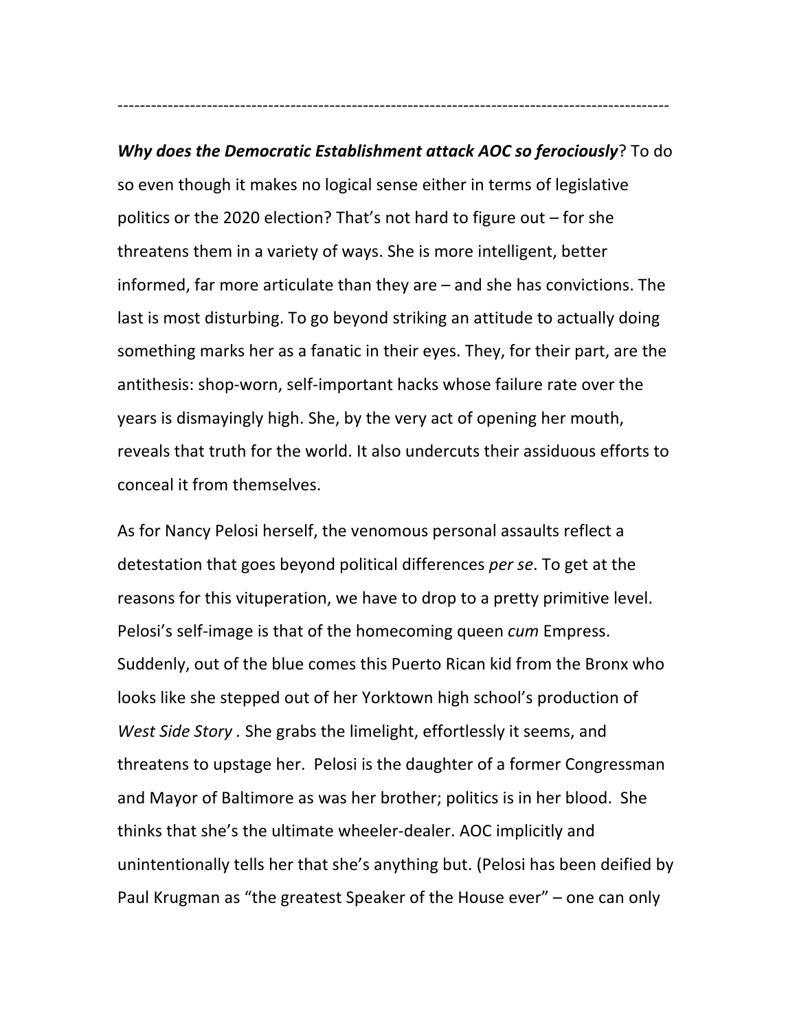---

***Why does the Democratic Establishment attack AOC so ferociously***? To do so even though it makes no logical sense either in terms of legislative politics or the 2020 election? That's not hard to figure out – for she threatens them in a variety of ways. She is more intelligent, better informed, far more articulate than they are – and she has convictions. The last is most disturbing. To go beyond striking an attitude to actually doing something marks her as a fanatic in their eyes. They, for their part, are the antithesis: shop-worn, self-important hacks whose failure rate over the years is dismayingly high. She, by the very act of opening her mouth, reveals that truth for the world. It also undercuts their assiduous efforts to conceal it from themselves.

As for Nancy Pelosi herself, the venomous personal assaults reflect a detestation that goes beyond political differences *per se*. To get at the reasons for this vituperation, we have to drop to a pretty primitive level. Pelosi's self-image is that of the homecoming queen *cum* Empress. Suddenly, out of the blue comes this Puerto Rican kid from the Bronx who looks like she stepped out of her Yorktown high school's production of *West Side Story* . She grabs the limelight, effortlessly it seems, and threatens to upstage her. Pelosi is the daughter of a former Congressman and Mayor of Baltimore as was her brother; politics is in her blood. She thinks that she's the ultimate wheeler-dealer. AOC implicitly and unintentionally tells her that she's anything but. (Pelosi has been deified by Paul Krugman as "the greatest Speaker of the House ever" – one can only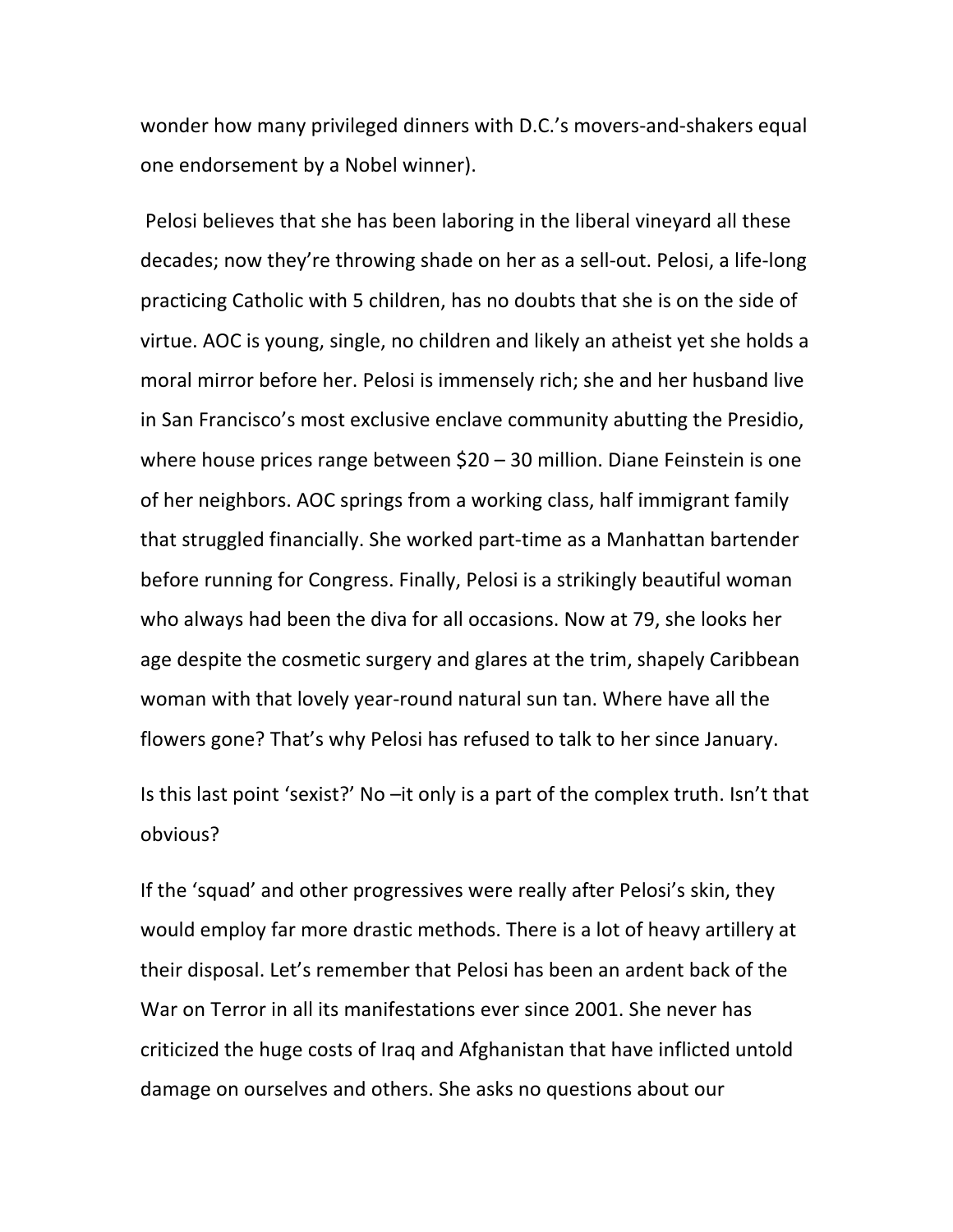wonder how many privileged dinners with D.C.'s movers-and-shakers equal one endorsement by a Nobel winner).

Pelosi believes that she has been laboring in the liberal vineyard all these decades; now they're throwing shade on her as a sell-out. Pelosi, a life-long practicing Catholic with 5 children, has no doubts that she is on the side of virtue. AOC is young, single, no children and likely an atheist yet she holds a moral mirror before her. Pelosi is immensely rich; she and her husband live in San Francisco's most exclusive enclave community abutting the Presidio, where house prices range between $20 – 30 million. Diane Feinstein is one of her neighbors. AOC springs from a working class, half immigrant family that struggled financially. She worked part-time as a Manhattan bartender before running for Congress. Finally, Pelosi is a strikingly beautiful woman who always had been the diva for all occasions. Now at 79, she looks her age despite the cosmetic surgery and glares at the trim, shapely Caribbean woman with that lovely year-round natural sun tan. Where have all the flowers gone? That's why Pelosi has refused to talk to her since January.

Is this last point 'sexist?' No –it only is a part of the complex truth. Isn't that obvious?

If the 'squad' and other progressives were really after Pelosi's skin, they would employ far more drastic methods. There is a lot of heavy artillery at their disposal. Let's remember that Pelosi has been an ardent back of the War on Terror in all its manifestations ever since 2001. She never has criticized the huge costs of Iraq and Afghanistan that have inflicted untold damage on ourselves and others. She asks no questions about our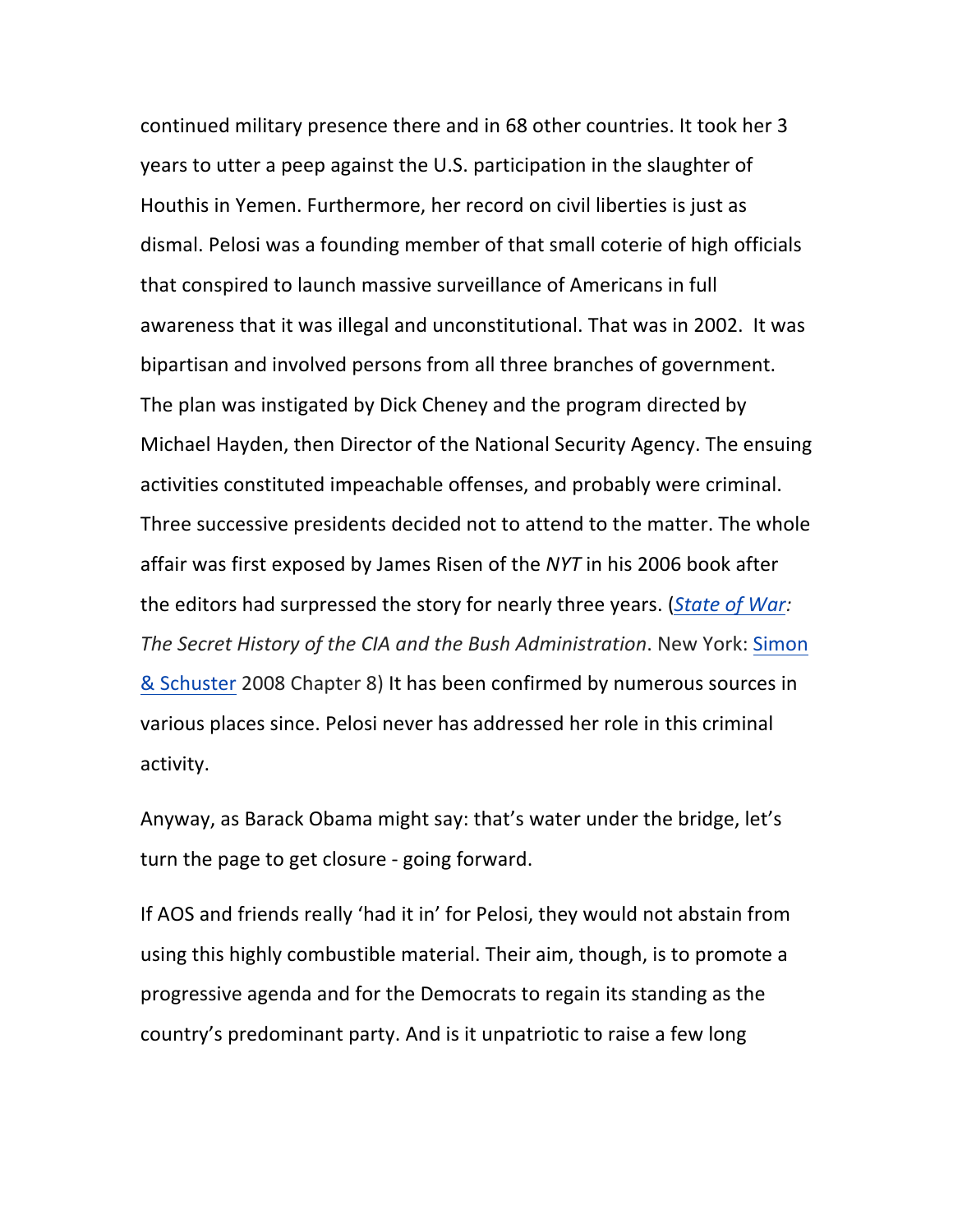continued military presence there and in 68 other countries. It took her 3 years to utter a peep against the U.S. participation in the slaughter of Houthis in Yemen. Furthermore, her record on civil liberties is just as dismal. Pelosi was a founding member of that small coterie of high officials that conspired to launch massive surveillance of Americans in full awareness that it was illegal and unconstitutional. That was in 2002. It was bipartisan and involved persons from all three branches of government. The plan was instigated by Dick Cheney and the program directed by Michael Hayden, then Director of the National Security Agency. The ensuing activities constituted impeachable offenses, and probably were criminal. Three successive presidents decided not to attend to the matter. The whole affair was first exposed by James Risen of the *NYT* in his 2006 book after the editors had surpressed the story for nearly three years. (*State of War: The Secret History of the CIA and the Bush Administration*. New York: Simon & Schuster 2008 Chapter 8) It has been confirmed by numerous sources in various places since. Pelosi never has addressed her role in this criminal activity.

Anyway, as Barack Obama might say: that's water under the bridge, let's turn the page to get closure - going forward.

If AOS and friends really 'had it in' for Pelosi, they would not abstain from using this highly combustible material. Their aim, though, is to promote a progressive agenda and for the Democrats to regain its standing as the country's predominant party. And is it unpatriotic to raise a few long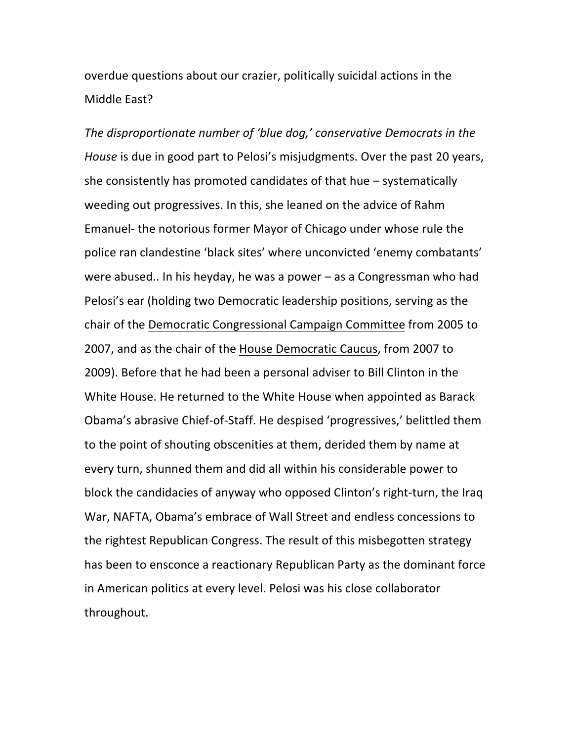overdue questions about our crazier, politically suicidal actions in the Middle East?

*The disproportionate number of 'blue dog,' conservative Democrats in the House* is due in good part to Pelosi's misjudgments. Over the past 20 years, she consistently has promoted candidates of that hue – systematically weeding out progressives. In this, she leaned on the advice of Rahm Emanuel- the notorious former Mayor of Chicago under whose rule the police ran clandestine 'black sites' where unconvicted 'enemy combatants' were abused.. In his heyday, he was a power – as a Congressman who had Pelosi's ear (holding two Democratic leadership positions, serving as the chair of the Democratic Congressional Campaign Committee from 2005 to 2007, and as the chair of the House Democratic Caucus, from 2007 to 2009). Before that he had been a personal adviser to Bill Clinton in the White House. He returned to the White House when appointed as Barack Obama's abrasive Chief-of-Staff. He despised 'progressives,' belittled them to the point of shouting obscenities at them, derided them by name at every turn, shunned them and did all within his considerable power to block the candidacies of anyway who opposed Clinton's right-turn, the Iraq War, NAFTA, Obama's embrace of Wall Street and endless concessions to the rightest Republican Congress. The result of this misbegotten strategy has been to ensconce a reactionary Republican Party as the dominant force in American politics at every level. Pelosi was his close collaborator throughout.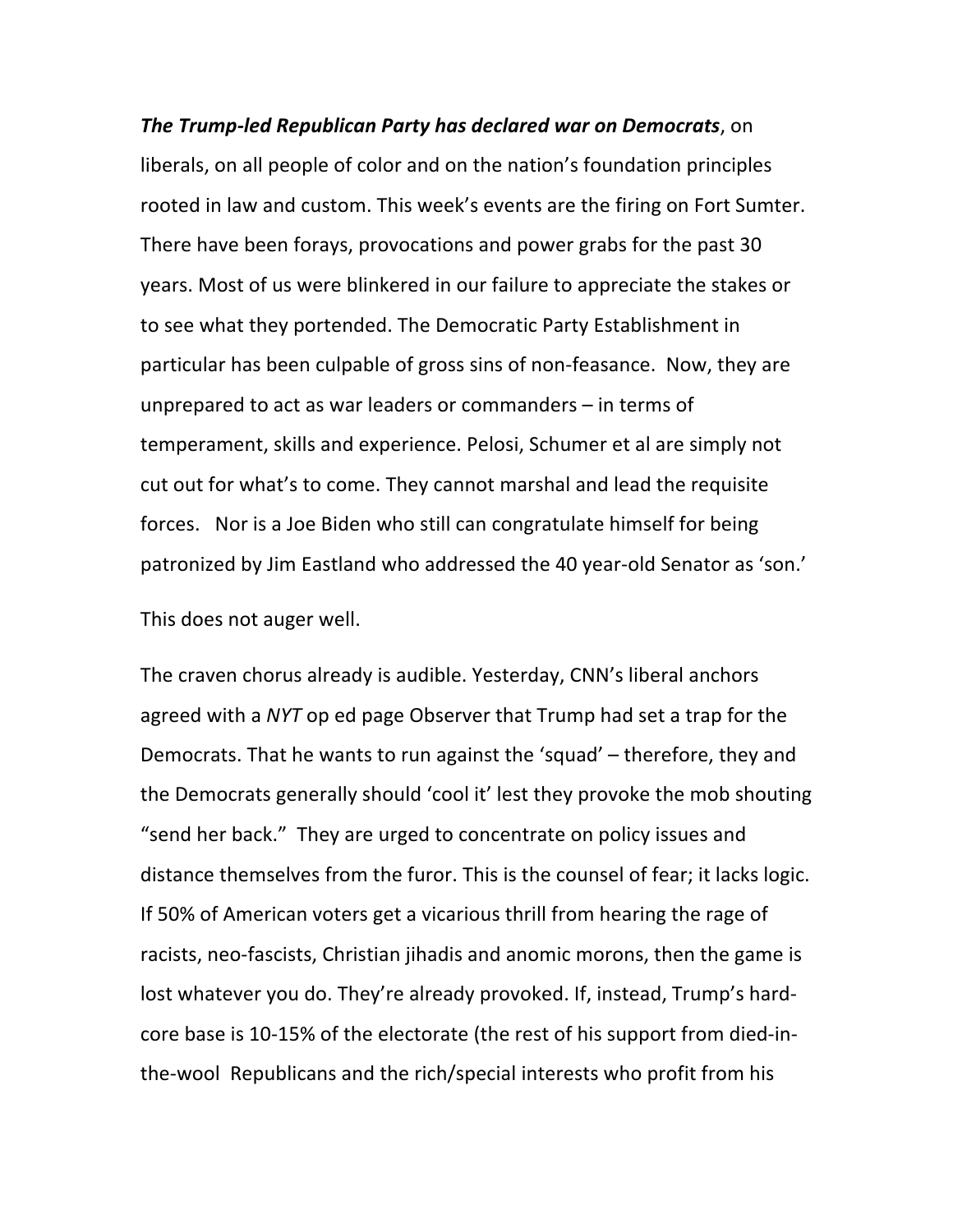***The Trump-led Republican Party has declared war on Democrats***, on liberals, on all people of color and on the nation's foundation principles rooted in law and custom. This week's events are the firing on Fort Sumter. There have been forays, provocations and power grabs for the past 30 years. Most of us were blinkered in our failure to appreciate the stakes or to see what they portended. The Democratic Party Establishment in particular has been culpable of gross sins of non-feasance. Now, they are unprepared to act as war leaders or commanders – in terms of temperament, skills and experience. Pelosi, Schumer et al are simply not cut out for what's to come. They cannot marshal and lead the requisite forces. Nor is a Joe Biden who still can congratulate himself for being patronized by Jim Eastland who addressed the 40 year-old Senator as 'son.'

This does not auger well.

The craven chorus already is audible. Yesterday, CNN's liberal anchors agreed with a *NYT* op ed page Observer that Trump had set a trap for the Democrats. That he wants to run against the 'squad' – therefore, they and the Democrats generally should 'cool it' lest they provoke the mob shouting "send her back." They are urged to concentrate on policy issues and distance themselves from the furor. This is the counsel of fear; it lacks logic. If 50% of American voters get a vicarious thrill from hearing the rage of racists, neo-fascists, Christian jihadis and anomic morons, then the game is lost whatever you do. They're already provoked. If, instead, Trump's hard-core base is 10-15% of the electorate (the rest of his support from died-in-the-wool Republicans and the rich/special interests who profit from his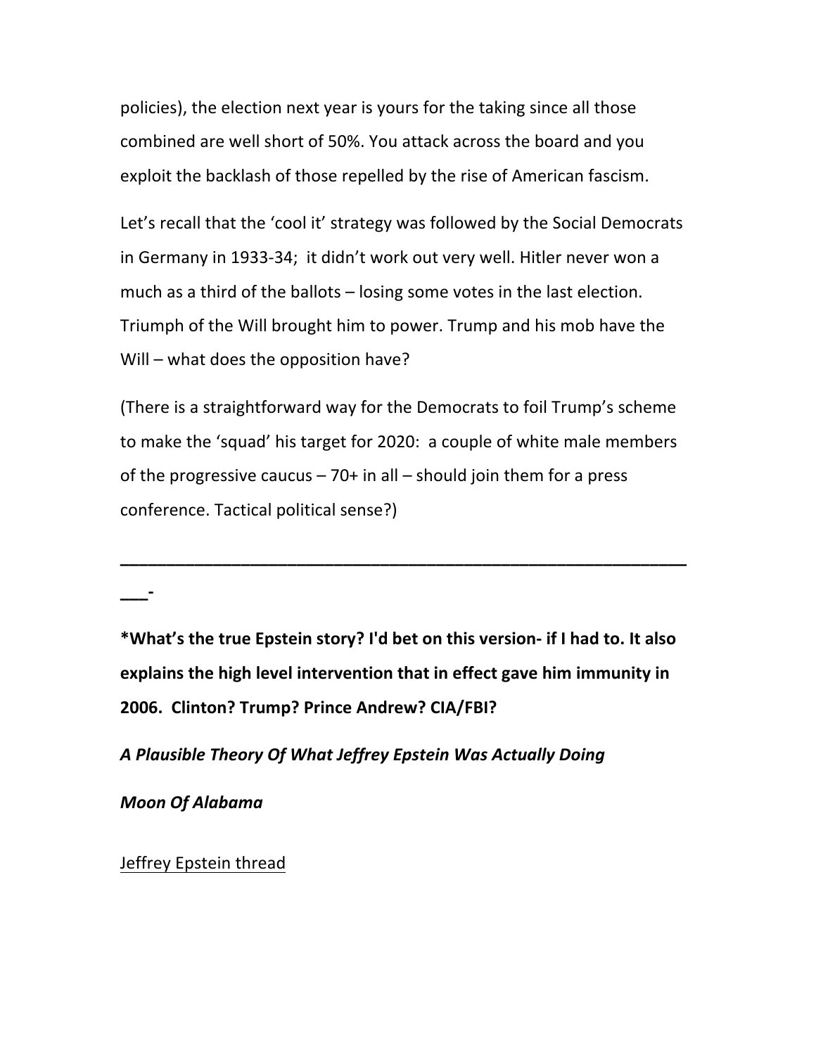policies), the election next year is yours for the taking since all those combined are well short of 50%. You attack across the board and you exploit the backlash of those repelled by the rise of American fascism.

Let's recall that the 'cool it' strategy was followed by the Social Democrats in Germany in 1933-34; it didn't work out very well. Hitler never won a much as a third of the ballots – losing some votes in the last election. Triumph of the Will brought him to power. Trump and his mob have the Will – what does the opposition have?

(There is a straightforward way for the Democrats to foil Trump's scheme to make the 'squad' his target for 2020: a couple of white male members of the progressive caucus – 70+ in all – should join them for a press conference. Tactical political sense?)

---

**\*What's the true Epstein story? I'd bet on this version- if I had to. It also explains the high level intervention that in effect gave him immunity in 2006. Clinton? Trump? Prince Andrew? CIA/FBI?**

***A Plausible Theory Of What Jeffrey Epstein Was Actually Doing***

***Moon Of Alabama***

Jeffrey Epstein thread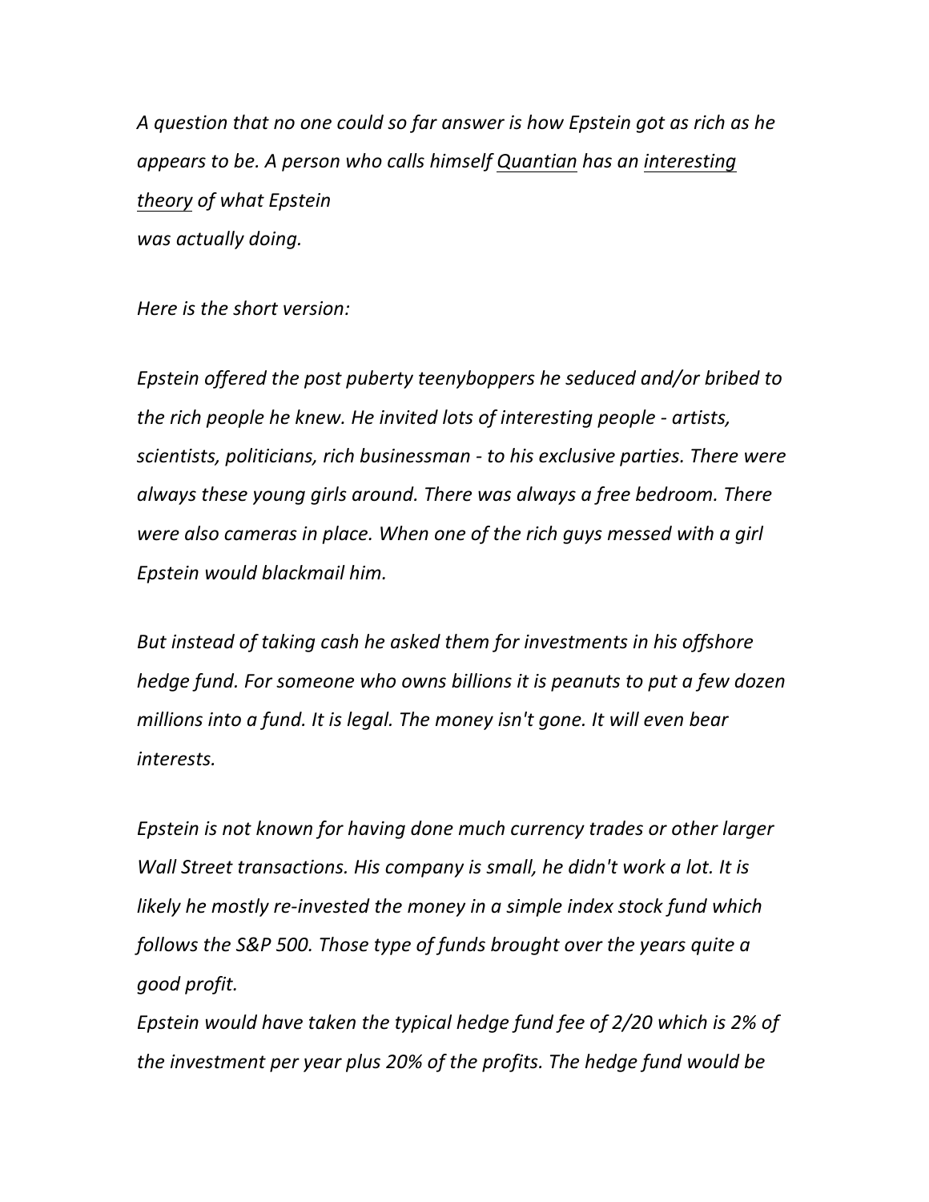*A question that no one could so far answer is how Epstein got as rich as he appears to be. A person who calls himself Quantian has an interesting theory of what Epstein was actually doing.*

*Here is the short version:*

*Epstein offered the post puberty teenyboppers he seduced and/or bribed to the rich people he knew. He invited lots of interesting people - artists, scientists, politicians, rich businessman - to his exclusive parties. There were always these young girls around. There was always a free bedroom. There were also cameras in place. When one of the rich guys messed with a girl Epstein would blackmail him.*

*But instead of taking cash he asked them for investments in his offshore hedge fund. For someone who owns billions it is peanuts to put a few dozen millions into a fund. It is legal. The money isn't gone. It will even bear interests.*

*Epstein is not known for having done much currency trades or other larger Wall Street transactions. His company is small, he didn't work a lot. It is likely he mostly re-invested the money in a simple index stock fund which follows the S&P 500. Those type of funds brought over the years quite a good profit.*

*Epstein would have taken the typical hedge fund fee of 2/20 which is 2% of the investment per year plus 20% of the profits. The hedge fund would be*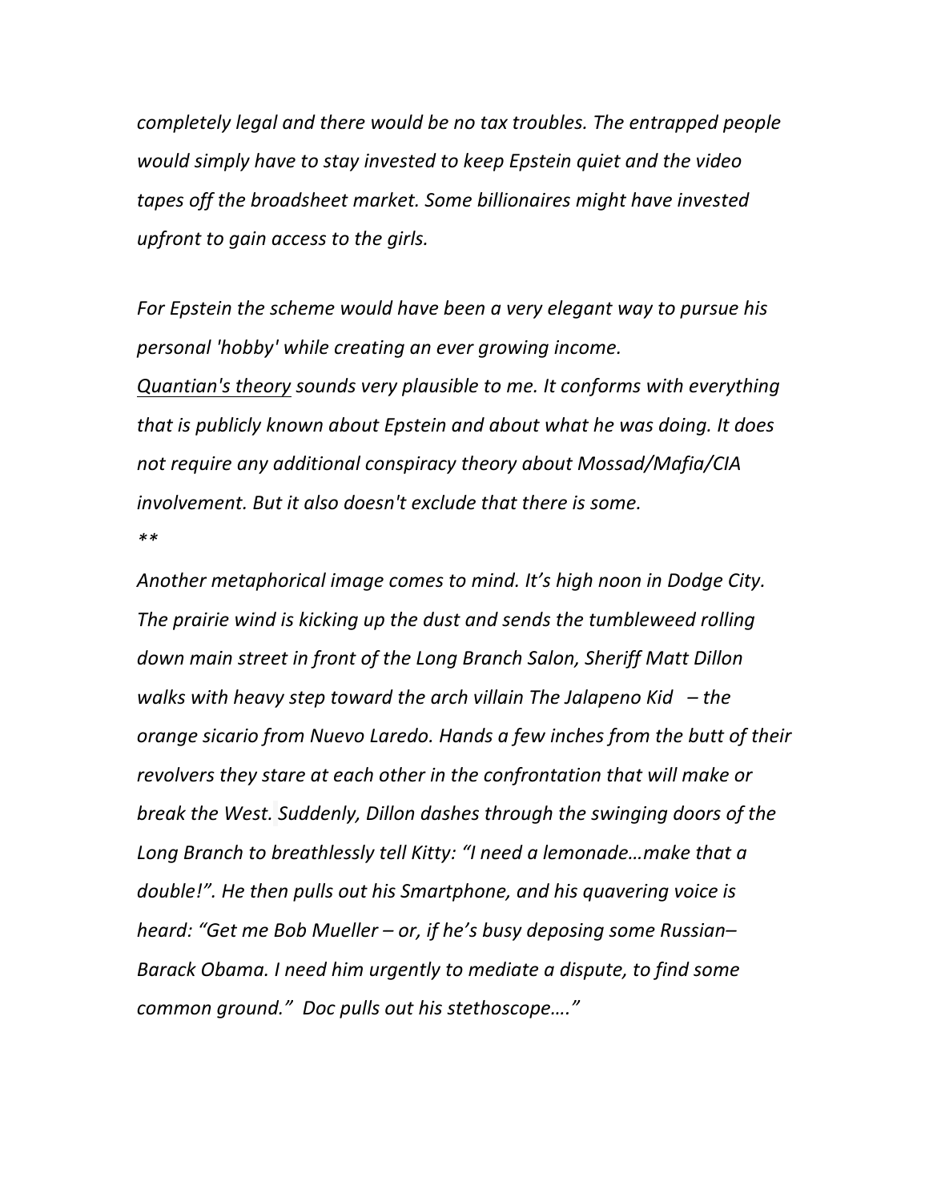*completely legal and there would be no tax troubles. The entrapped people would simply have to stay invested to keep Epstein quiet and the video tapes off the broadsheet market. Some billionaires might have invested upfront to gain access to the girls.*

*For Epstein the scheme would have been a very elegant way to pursue his personal 'hobby' while creating an ever growing income.*
*Quantian's theory sounds very plausible to me. It conforms with everything that is publicly known about Epstein and about what he was doing. It does not require any additional conspiracy theory about Mossad/Mafia/CIA involvement. But it also doesn't exclude that there is some.*
*\*\**

*Another metaphorical image comes to mind. It's high noon in Dodge City. The prairie wind is kicking up the dust and sends the tumbleweed rolling down main street in front of the Long Branch Salon, Sheriff Matt Dillon walks with heavy step toward the arch villain The Jalapeno Kid – the orange sicario from Nuevo Laredo. Hands a few inches from the butt of their revolvers they stare at each other in the confrontation that will make or break the West. Suddenly, Dillon dashes through the swinging doors of the Long Branch to breathlessly tell Kitty: "I need a lemonade…make that a double!". He then pulls out his Smartphone, and his quavering voice is heard: "Get me Bob Mueller – or, if he's busy deposing some Russian– Barack Obama. I need him urgently to mediate a dispute, to find some common ground." Doc pulls out his stethoscope…."*